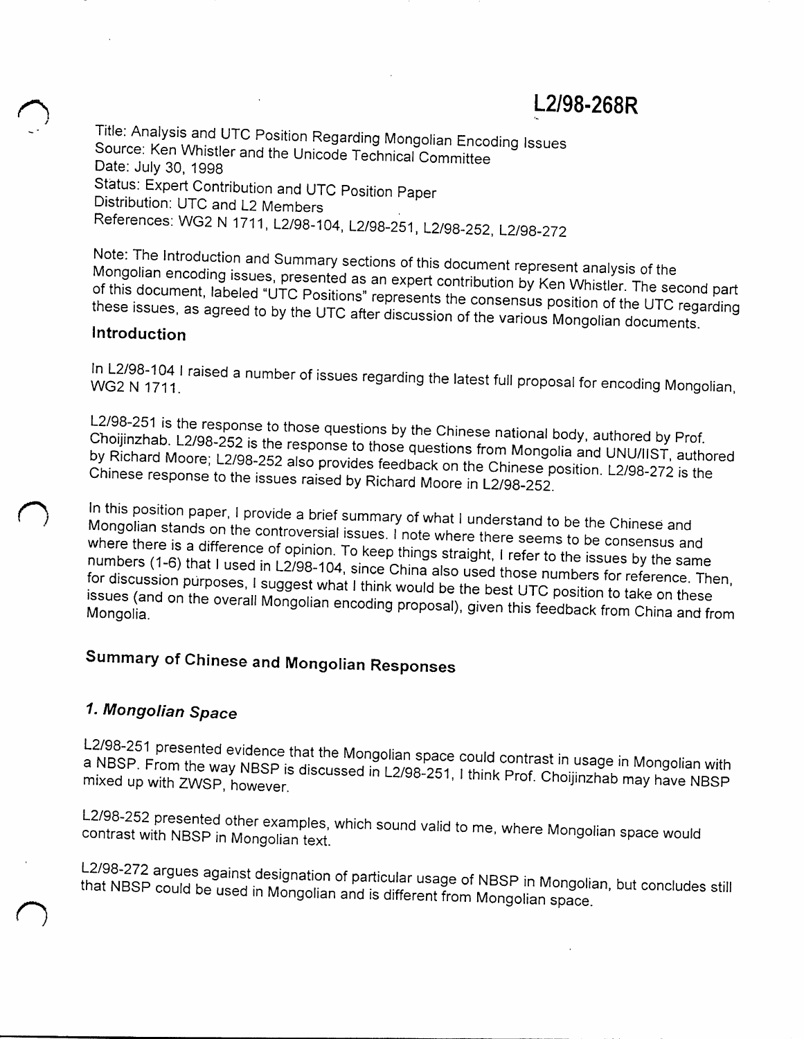# L2/98-268R

Title: Analysis and UTC Position Regarding Mongolian Encoding Issues
Source: Ken Whistler and the Unicode Technical Committee
Date: July 30, 1998
Status: Expert Contribution and UTC Position Paper
Distribution: UTC and L2 Members
References: WG2 N 1711, L2/98-104, L2/98-251, L2/98-252, L2/98-272

Note: The Introduction and Summary sections of this document represent analysis of the Mongolian encoding issues, presented as an expert contribution by Ken Whistler. The second part of this document, labeled "UTC Positions" represents the consensus position of the UTC regarding these issues, as agreed to by the UTC after discussion of the various Mongolian documents.

## Introduction

In L2/98-104 I raised a number of issues regarding the latest full proposal for encoding Mongolian, WG2 N 1711.

L2/98-251 is the response to those questions by the Chinese national body, authored by Prof. Choijinzhab. L2/98-252 is the response to those questions from Mongolia and UNU/IIST, authored by Richard Moore; L2/98-252 also provides feedback on the Chinese position. L2/98-272 is the Chinese response to the issues raised by Richard Moore in L2/98-252.

In this position paper, I provide a brief summary of what I understand to be the Chinese and Mongolian stands on the controversial issues. I note where there seems to be consensus and where there is a difference of opinion. To keep things straight, I refer to the issues by the same numbers (1-6) that I used in L2/98-104, since China also used those numbers for reference. Then, for discussion purposes, I suggest what I think would be the best UTC position to take on these issues (and on the overall Mongolian encoding proposal), given this feedback from China and from Mongolia.

## Summary of Chinese and Mongolian Responses

### *1. Mongolian Space*

L2/98-251 presented evidence that the Mongolian space could contrast in usage in Mongolian with a NBSP. From the way NBSP is discussed in L2/98-251, I think Prof. Choijinzhab may have NBSP mixed up with ZWSP, however.

L2/98-252 presented other examples, which sound valid to me, where Mongolian space would contrast with NBSP in Mongolian text.

L2/98-272 argues against designation of particular usage of NBSP in Mongolian, but concludes still that NBSP could be used in Mongolian and is different from Mongolian space.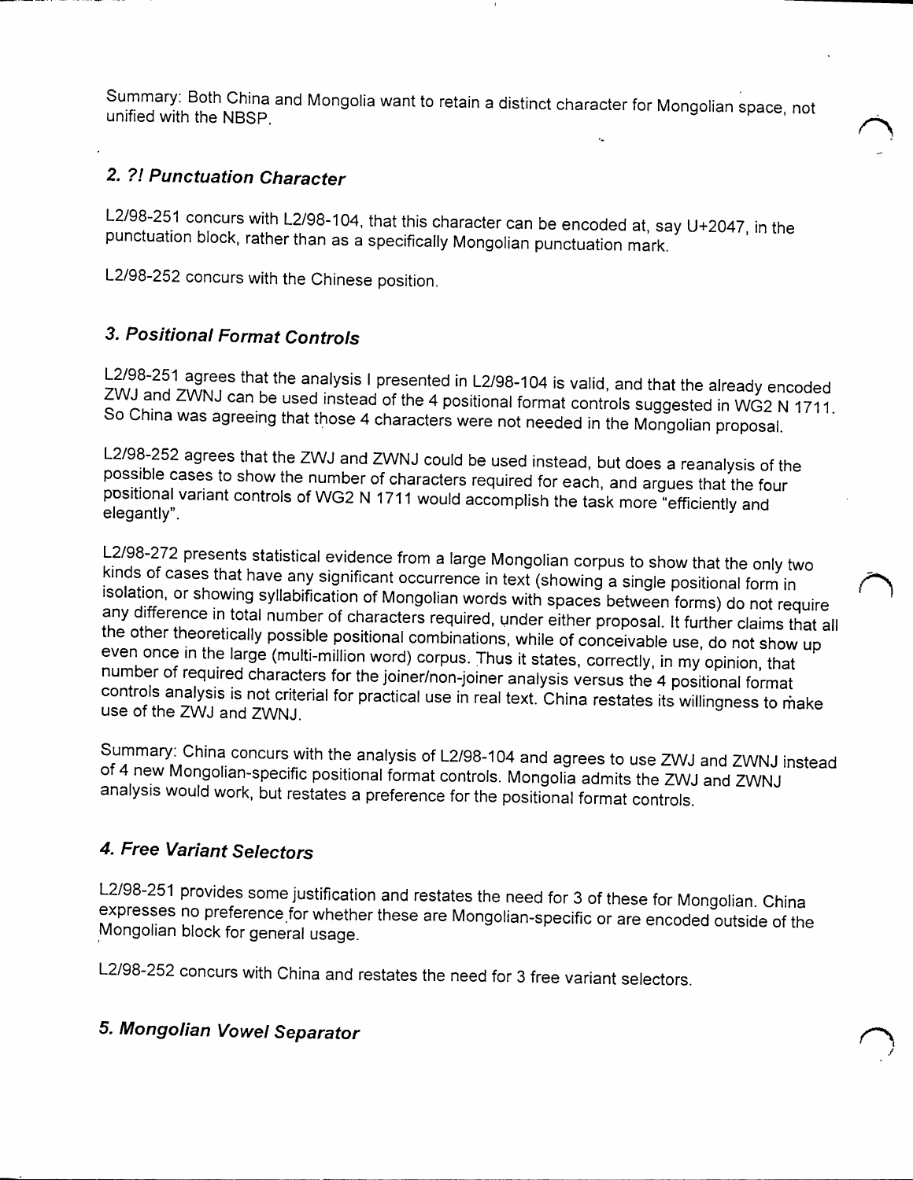Summary: Both China and Mongolia want to retain a distinct character for Mongolian space, not unified with the NBSP.

## *2. ?! Punctuation Character*

L2/98-251 concurs with L2/98-104, that this character can be encoded at, say U+2047, in the punctuation block, rather than as a specifically Mongolian punctuation mark.

L2/98-252 concurs with the Chinese position.

## *3. Positional Format Controls*

L2/98-251 agrees that the analysis I presented in L2/98-104 is valid, and that the already encoded ZWJ and ZWNJ can be used instead of the 4 positional format controls suggested in WG2 N 1711. So China was agreeing that those 4 characters were not needed in the Mongolian proposal.

L2/98-252 agrees that the ZWJ and ZWNJ could be used instead, but does a reanalysis of the possible cases to show the number of characters required for each, and argues that the four positional variant controls of WG2 N 1711 would accomplish the task more "efficiently and elegantly".

L2/98-272 presents statistical evidence from a large Mongolian corpus to show that the only two kinds of cases that have any significant occurrence in text (showing a single positional form in isolation, or showing syllabification of Mongolian words with spaces between forms) do not require any difference in total number of characters required, under either proposal. It further claims that all the other theoretically possible positional combinations, while of conceivable use, do not show up even once in the large (multi-million word) corpus. Thus it states, correctly, in my opinion, that number of required characters for the joiner/non-joiner analysis versus the 4 positional format controls analysis is not criterial for practical use in real text. China restates its willingness to make use of the ZWJ and ZWNJ.

Summary: China concurs with the analysis of L2/98-104 and agrees to use ZWJ and ZWNJ instead of 4 new Mongolian-specific positional format controls. Mongolia admits the ZWJ and ZWNJ analysis would work, but restates a preference for the positional format controls.

## *4. Free Variant Selectors*

L2/98-251 provides some justification and restates the need for 3 of these for Mongolian. China expresses no preference for whether these are Mongolian-specific or are encoded outside of the Mongolian block for general usage.

L2/98-252 concurs with China and restates the need for 3 free variant selectors.

## *5. Mongolian Vowel Separator*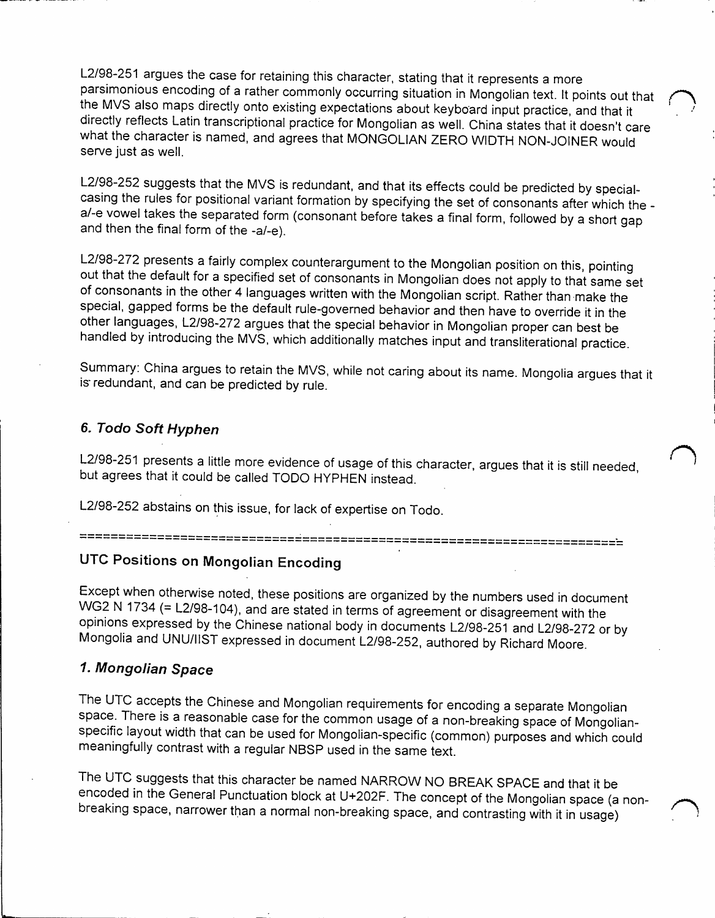L2/98-251 argues the case for retaining this character, stating that it represents a more parsimonious encoding of a rather commonly occurring situation in Mongolian text. It points out that the MVS also maps directly onto existing expectations about keyboard input practice, and that it directly reflects Latin transcriptional practice for Mongolian as well. China states that it doesn't care what the character is named, and agrees that MONGOLIAN ZERO WIDTH NON-JOINER would serve just as well.

L2/98-252 suggests that the MVS is redundant, and that its effects could be predicted by special-casing the rules for positional variant formation by specifying the set of consonants after which the -a/-e vowel takes the separated form (consonant before takes a final form, followed by a short gap and then the final form of the -a/-e).

L2/98-272 presents a fairly complex counterargument to the Mongolian position on this, pointing out that the default for a specified set of consonants in Mongolian does not apply to that same set of consonants in the other 4 languages written with the Mongolian script. Rather than make the special, gapped forms be the default rule-governed behavior and then have to override it in the other languages, L2/98-272 argues that the special behavior in Mongolian proper can best be handled by introducing the MVS, which additionally matches input and transliterational practice.

Summary: China argues to retain the MVS, while not caring about its name. Mongolia argues that it is redundant, and can be predicted by rule.

### *6. Todo Soft Hyphen*

L2/98-251 presents a little more evidence of usage of this character, argues that it is still needed, but agrees that it could be called TODO HYPHEN instead.

L2/98-252 abstains on this issue, for lack of expertise on Todo.

======================================================================

## UTC Positions on Mongolian Encoding

Except when otherwise noted, these positions are organized by the numbers used in document WG2 N 1734 (= L2/98-104), and are stated in terms of agreement or disagreement with the opinions expressed by the Chinese national body in documents L2/98-251 and L2/98-272 or by Mongolia and UNU/IIST expressed in document L2/98-252, authored by Richard Moore.

### *1. Mongolian Space*

The UTC accepts the Chinese and Mongolian requirements for encoding a separate Mongolian space. There is a reasonable case for the common usage of a non-breaking space of Mongolian-specific layout width that can be used for Mongolian-specific (common) purposes and which could meaningfully contrast with a regular NBSP used in the same text.

The UTC suggests that this character be named NARROW NO BREAK SPACE and that it be encoded in the General Punctuation block at U+202F. The concept of the Mongolian space (a non-breaking space, narrower than a normal non-breaking space, and contrasting with it in usage)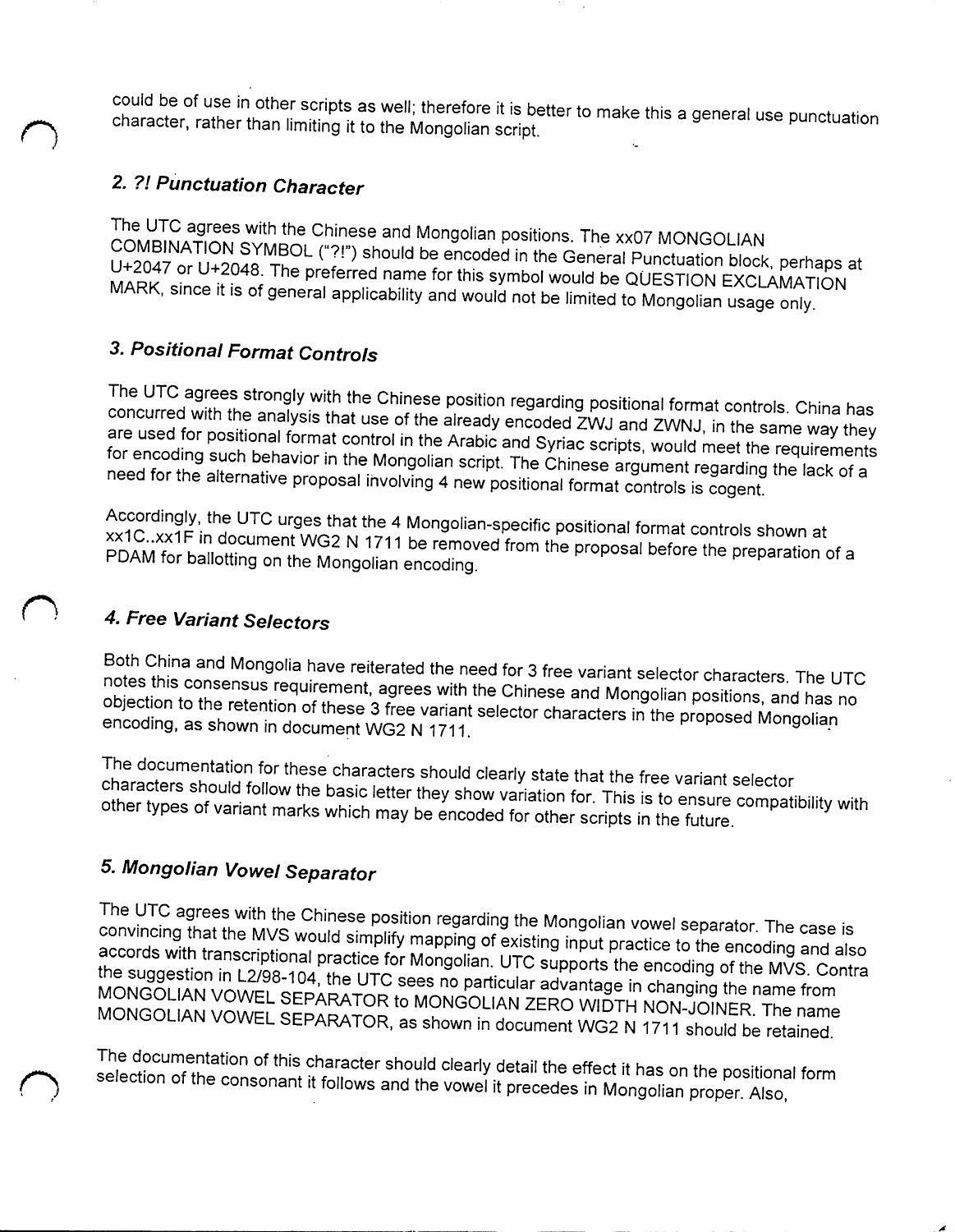could be of use in other scripts as well; therefore it is better to make this a general use punctuation character, rather than limiting it to the Mongolian script.

## *2. ?! Punctuation Character*

The UTC agrees with the Chinese and Mongolian positions. The xx07 MONGOLIAN COMBINATION SYMBOL ("?!") should be encoded in the General Punctuation block, perhaps at U+2047 or U+2048. The preferred name for this symbol would be QUESTION EXCLAMATION MARK, since it is of general applicability and would not be limited to Mongolian usage only.

## *3. Positional Format Controls*

The UTC agrees strongly with the Chinese position regarding positional format controls. China has concurred with the analysis that use of the already encoded ZWJ and ZWNJ, in the same way they are used for positional format control in the Arabic and Syriac scripts, would meet the requirements for encoding such behavior in the Mongolian script. The Chinese argument regarding the lack of a need for the alternative proposal involving 4 new positional format controls is cogent.

Accordingly, the UTC urges that the 4 Mongolian-specific positional format controls shown at xx1C..xx1F in document WG2 N 1711 be removed from the proposal before the preparation of a PDAM for ballotting on the Mongolian encoding.

## *4. Free Variant Selectors*

Both China and Mongolia have reiterated the need for 3 free variant selector characters. The UTC notes this consensus requirement, agrees with the Chinese and Mongolian positions, and has no objection to the retention of these 3 free variant selector characters in the proposed Mongolian encoding, as shown in document WG2 N 1711.

The documentation for these characters should clearly state that the free variant selector characters should follow the basic letter they show variation for. This is to ensure compatibility with other types of variant marks which may be encoded for other scripts in the future.

## *5. Mongolian Vowel Separator*

The UTC agrees with the Chinese position regarding the Mongolian vowel separator. The case is convincing that the MVS would simplify mapping of existing input practice to the encoding and also accords with transcriptional practice for Mongolian. UTC supports the encoding of the MVS. Contra the suggestion in L2/98-104, the UTC sees no particular advantage in changing the name from MONGOLIAN VOWEL SEPARATOR to MONGOLIAN ZERO WIDTH NON-JOINER. The name MONGOLIAN VOWEL SEPARATOR, as shown in document WG2 N 1711 should be retained.

The documentation of this character should clearly detail the effect it has on the positional form selection of the consonant it follows and the vowel it precedes in Mongolian proper. Also,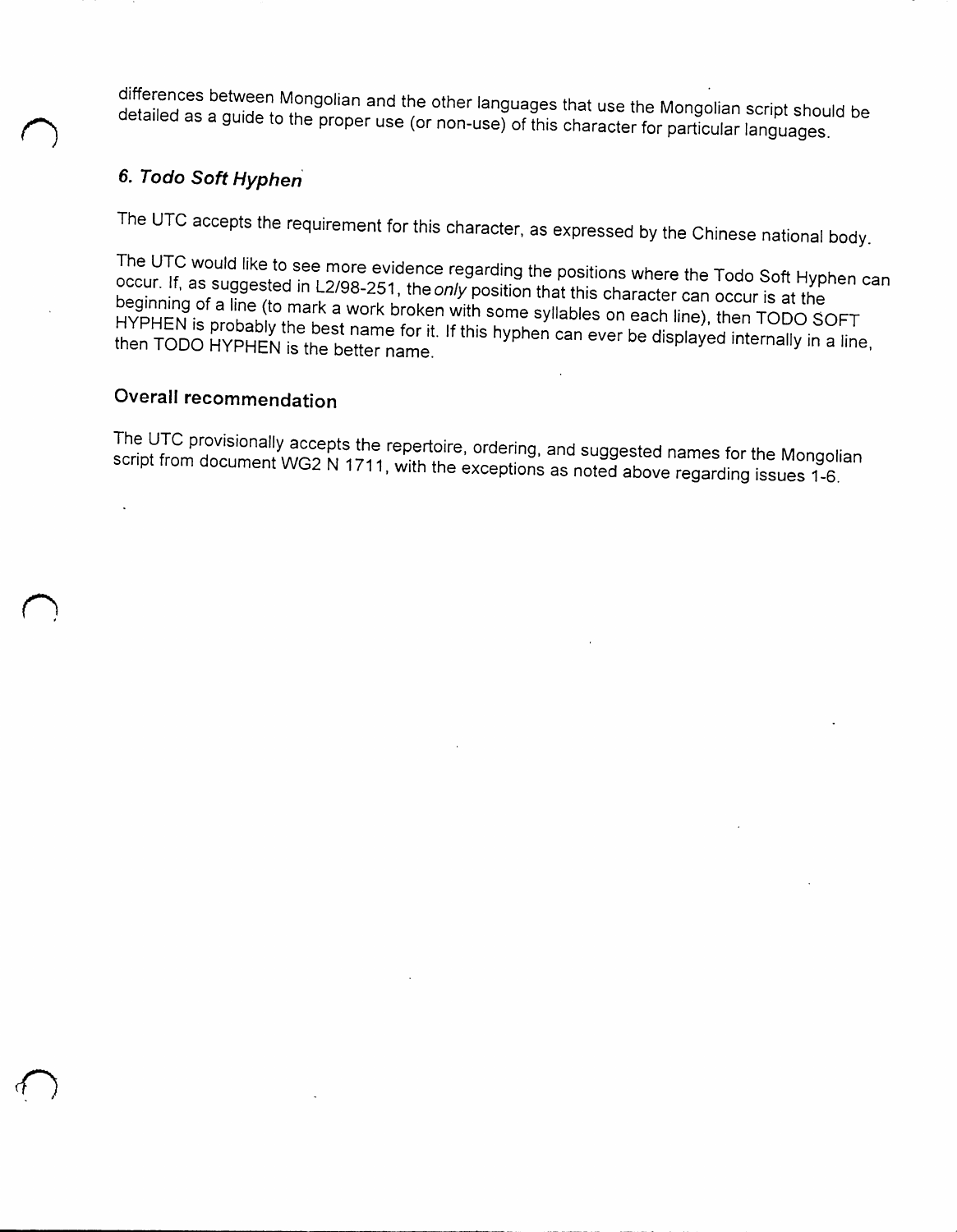differences between Mongolian and the other languages that use the Mongolian script should be detailed as a guide to the proper use (or non-use) of this character for particular languages.

### *6. Todo Soft Hyphen*

The UTC accepts the requirement for this character, as expressed by the Chinese national body.

The UTC would like to see more evidence regarding the positions where the Todo Soft Hyphen can occur. If, as suggested in L2/98-251, the *only* position that this character can occur is at the beginning of a line (to mark a work broken with some syllables on each line), then TODO SOFT HYPHEN is probably the best name for it. If this hyphen can ever be displayed internally in a line, then TODO HYPHEN is the better name.

### Overall recommendation

The UTC provisionally accepts the repertoire, ordering, and suggested names for the Mongolian script from document WG2 N 1711, with the exceptions as noted above regarding issues 1-6.